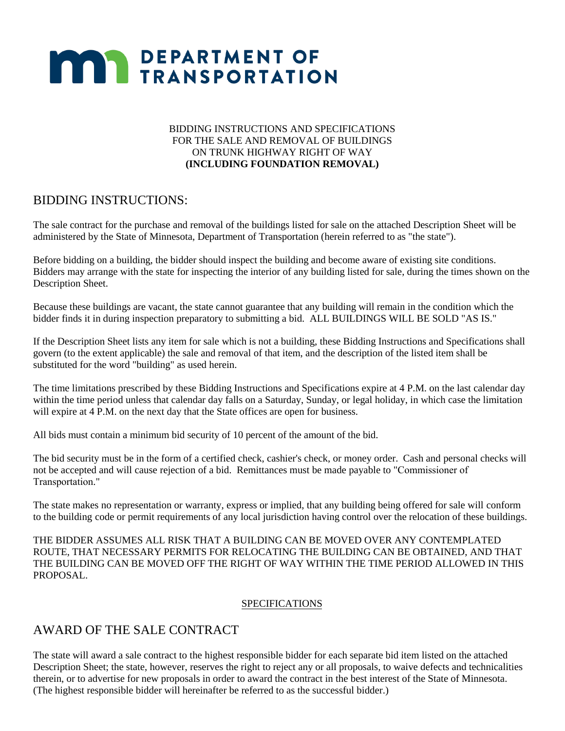# DEPARTMENT OF TRANSPORTATION

BIDDING INSTRUCTIONS AND SPECIFICATIONS
FOR THE SALE AND REMOVAL OF BUILDINGS
ON TRUNK HIGHWAY RIGHT OF WAY
**(INCLUDING FOUNDATION REMOVAL)**

## BIDDING INSTRUCTIONS:

The sale contract for the purchase and removal of the buildings listed for sale on the attached Description Sheet will be administered by the State of Minnesota, Department of Transportation (herein referred to as "the state").

Before bidding on a building, the bidder should inspect the building and become aware of existing site conditions. Bidders may arrange with the state for inspecting the interior of any building listed for sale, during the times shown on the Description Sheet.

Because these buildings are vacant, the state cannot guarantee that any building will remain in the condition which the bidder finds it in during inspection preparatory to submitting a bid. ALL BUILDINGS WILL BE SOLD "AS IS."

If the Description Sheet lists any item for sale which is not a building, these Bidding Instructions and Specifications shall govern (to the extent applicable) the sale and removal of that item, and the description of the listed item shall be substituted for the word "building" as used herein.

The time limitations prescribed by these Bidding Instructions and Specifications expire at 4 P.M. on the last calendar day within the time period unless that calendar day falls on a Saturday, Sunday, or legal holiday, in which case the limitation will expire at 4 P.M. on the next day that the State offices are open for business.

All bids must contain a minimum bid security of 10 percent of the amount of the bid.

The bid security must be in the form of a certified check, cashier's check, or money order. Cash and personal checks will not be accepted and will cause rejection of a bid. Remittances must be made payable to "Commissioner of Transportation."

The state makes no representation or warranty, express or implied, that any building being offered for sale will conform to the building code or permit requirements of any local jurisdiction having control over the relocation of these buildings.

THE BIDDER ASSUMES ALL RISK THAT A BUILDING CAN BE MOVED OVER ANY CONTEMPLATED ROUTE, THAT NECESSARY PERMITS FOR RELOCATING THE BUILDING CAN BE OBTAINED, AND THAT THE BUILDING CAN BE MOVED OFF THE RIGHT OF WAY WITHIN THE TIME PERIOD ALLOWED IN THIS PROPOSAL.

SPECIFICATIONS

## AWARD OF THE SALE CONTRACT

The state will award a sale contract to the highest responsible bidder for each separate bid item listed on the attached Description Sheet; the state, however, reserves the right to reject any or all proposals, to waive defects and technicalities therein, or to advertise for new proposals in order to award the contract in the best interest of the State of Minnesota. (The highest responsible bidder will hereinafter be referred to as the successful bidder.)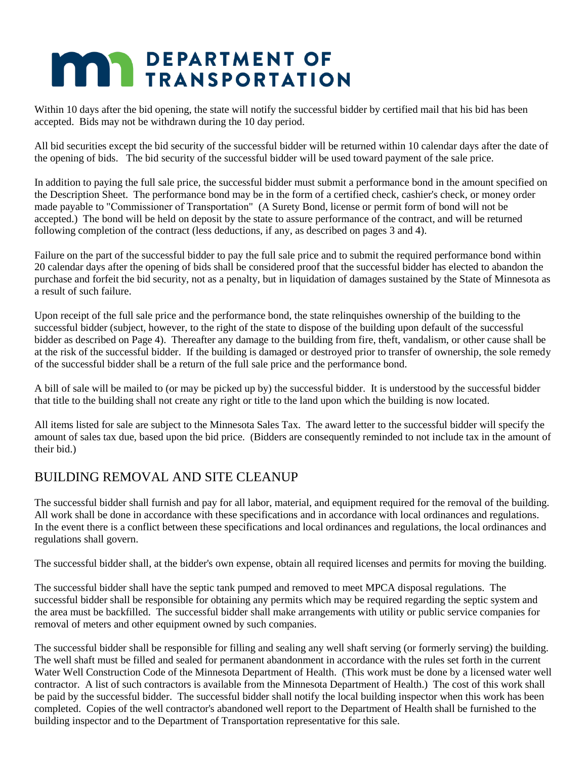Within 10 days after the bid opening, the state will notify the successful bidder by certified mail that his bid has been accepted. Bids may not be withdrawn during the 10 day period.

All bid securities except the bid security of the successful bidder will be returned within 10 calendar days after the date of the opening of bids. The bid security of the successful bidder will be used toward payment of the sale price.

In addition to paying the full sale price, the successful bidder must submit a performance bond in the amount specified on the Description Sheet. The performance bond may be in the form of a certified check, cashier's check, or money order made payable to "Commissioner of Transportation" (A Surety Bond, license or permit form of bond will not be accepted.) The bond will be held on deposit by the state to assure performance of the contract, and will be returned following completion of the contract (less deductions, if any, as described on pages 3 and 4).

Failure on the part of the successful bidder to pay the full sale price and to submit the required performance bond within 20 calendar days after the opening of bids shall be considered proof that the successful bidder has elected to abandon the purchase and forfeit the bid security, not as a penalty, but in liquidation of damages sustained by the State of Minnesota as a result of such failure.

Upon receipt of the full sale price and the performance bond, the state relinquishes ownership of the building to the successful bidder (subject, however, to the right of the state to dispose of the building upon default of the successful bidder as described on Page 4). Thereafter any damage to the building from fire, theft, vandalism, or other cause shall be at the risk of the successful bidder. If the building is damaged or destroyed prior to transfer of ownership, the sole remedy of the successful bidder shall be a return of the full sale price and the performance bond.

A bill of sale will be mailed to (or may be picked up by) the successful bidder. It is understood by the successful bidder that title to the building shall not create any right or title to the land upon which the building is now located.

All items listed for sale are subject to the Minnesota Sales Tax. The award letter to the successful bidder will specify the amount of sales tax due, based upon the bid price. (Bidders are consequently reminded to not include tax in the amount of their bid.)

## BUILDING REMOVAL AND SITE CLEANUP

The successful bidder shall furnish and pay for all labor, material, and equipment required for the removal of the building. All work shall be done in accordance with these specifications and in accordance with local ordinances and regulations. In the event there is a conflict between these specifications and local ordinances and regulations, the local ordinances and regulations shall govern.

The successful bidder shall, at the bidder's own expense, obtain all required licenses and permits for moving the building.

The successful bidder shall have the septic tank pumped and removed to meet MPCA disposal regulations. The successful bidder shall be responsible for obtaining any permits which may be required regarding the septic system and the area must be backfilled. The successful bidder shall make arrangements with utility or public service companies for removal of meters and other equipment owned by such companies.

The successful bidder shall be responsible for filling and sealing any well shaft serving (or formerly serving) the building. The well shaft must be filled and sealed for permanent abandonment in accordance with the rules set forth in the current Water Well Construction Code of the Minnesota Department of Health. (This work must be done by a licensed water well contractor. A list of such contractors is available from the Minnesota Department of Health.) The cost of this work shall be paid by the successful bidder. The successful bidder shall notify the local building inspector when this work has been completed. Copies of the well contractor's abandoned well report to the Department of Health shall be furnished to the building inspector and to the Department of Transportation representative for this sale.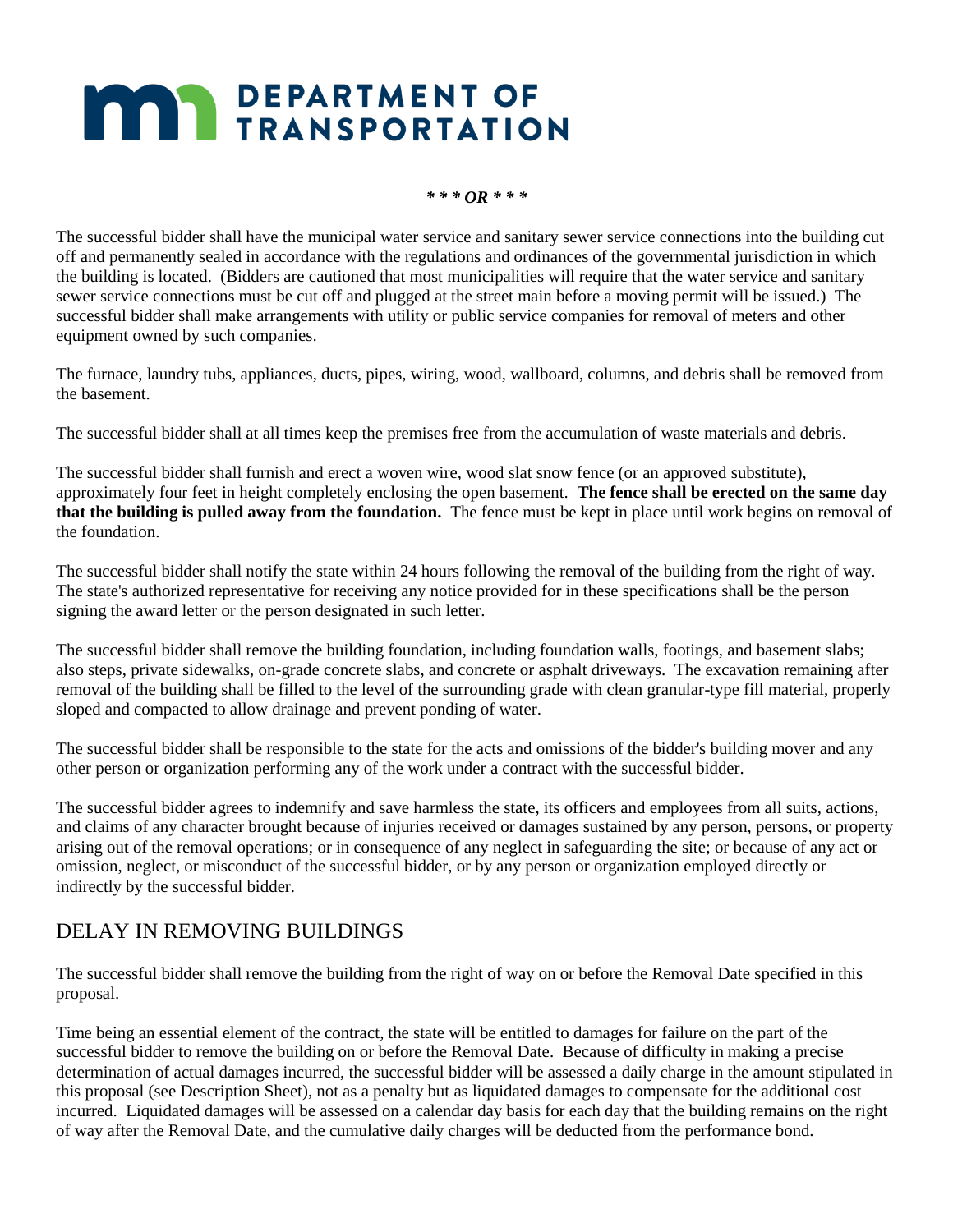# DEPARTMENT OF TRANSPORTATION

***** *OR* *****

The successful bidder shall have the municipal water service and sanitary sewer service connections into the building cut off and permanently sealed in accordance with the regulations and ordinances of the governmental jurisdiction in which the building is located. (Bidders are cautioned that most municipalities will require that the water service and sanitary sewer service connections must be cut off and plugged at the street main before a moving permit will be issued.) The successful bidder shall make arrangements with utility or public service companies for removal of meters and other equipment owned by such companies.

The furnace, laundry tubs, appliances, ducts, pipes, wiring, wood, wallboard, columns, and debris shall be removed from the basement.

The successful bidder shall at all times keep the premises free from the accumulation of waste materials and debris.

The successful bidder shall furnish and erect a woven wire, wood slat snow fence (or an approved substitute), approximately four feet in height completely enclosing the open basement. **The fence shall be erected on the same day that the building is pulled away from the foundation.** The fence must be kept in place until work begins on removal of the foundation.

The successful bidder shall notify the state within 24 hours following the removal of the building from the right of way. The state's authorized representative for receiving any notice provided for in these specifications shall be the person signing the award letter or the person designated in such letter.

The successful bidder shall remove the building foundation, including foundation walls, footings, and basement slabs; also steps, private sidewalks, on-grade concrete slabs, and concrete or asphalt driveways. The excavation remaining after removal of the building shall be filled to the level of the surrounding grade with clean granular-type fill material, properly sloped and compacted to allow drainage and prevent ponding of water.

The successful bidder shall be responsible to the state for the acts and omissions of the bidder's building mover and any other person or organization performing any of the work under a contract with the successful bidder.

The successful bidder agrees to indemnify and save harmless the state, its officers and employees from all suits, actions, and claims of any character brought because of injuries received or damages sustained by any person, persons, or property arising out of the removal operations; or in consequence of any neglect in safeguarding the site; or because of any act or omission, neglect, or misconduct of the successful bidder, or by any person or organization employed directly or indirectly by the successful bidder.

## DELAY IN REMOVING BUILDINGS

The successful bidder shall remove the building from the right of way on or before the Removal Date specified in this proposal.

Time being an essential element of the contract, the state will be entitled to damages for failure on the part of the successful bidder to remove the building on or before the Removal Date. Because of difficulty in making a precise determination of actual damages incurred, the successful bidder will be assessed a daily charge in the amount stipulated in this proposal (see Description Sheet), not as a penalty but as liquidated damages to compensate for the additional cost incurred. Liquidated damages will be assessed on a calendar day basis for each day that the building remains on the right of way after the Removal Date, and the cumulative daily charges will be deducted from the performance bond.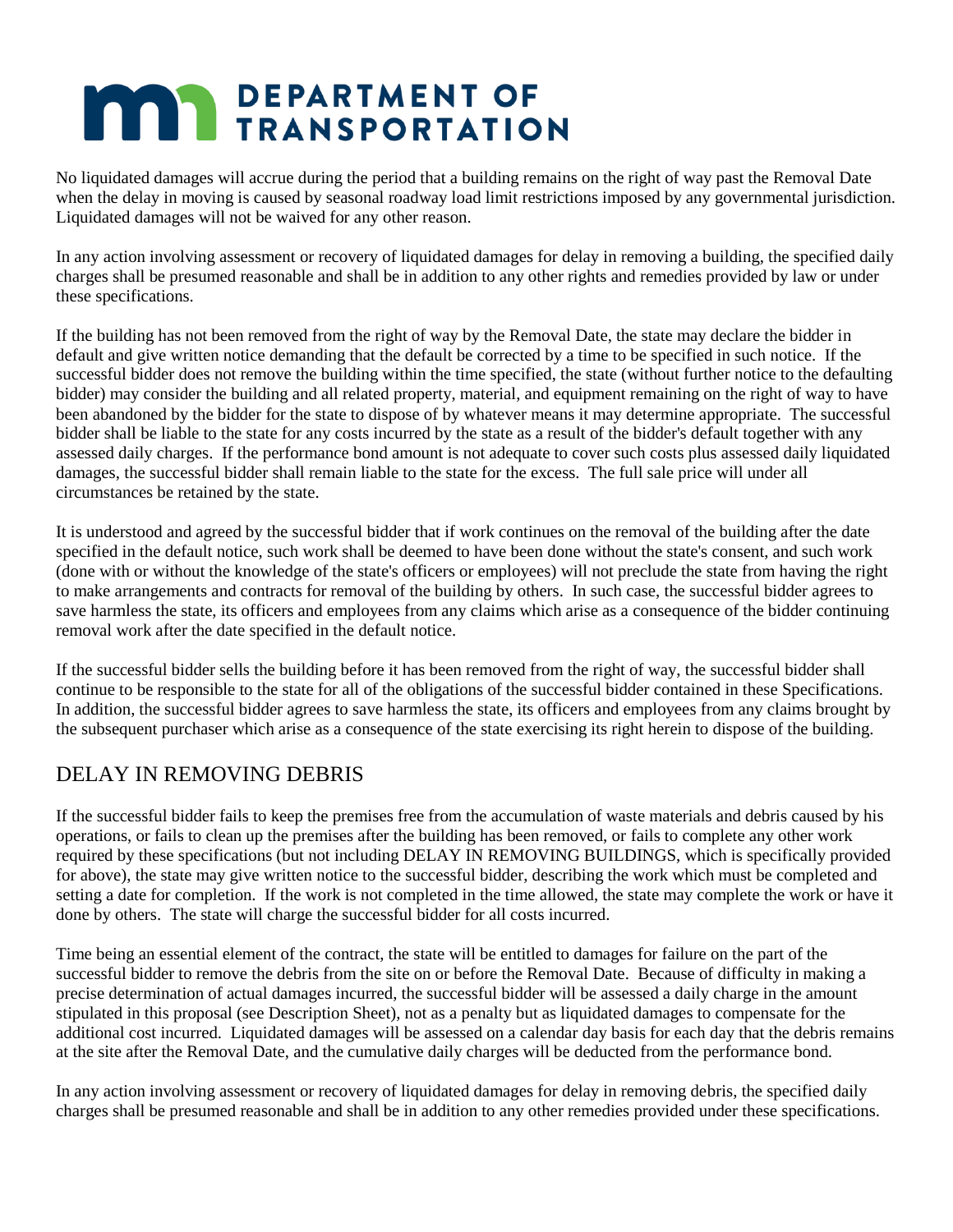No liquidated damages will accrue during the period that a building remains on the right of way past the Removal Date when the delay in moving is caused by seasonal roadway load limit restrictions imposed by any governmental jurisdiction. Liquidated damages will not be waived for any other reason.

In any action involving assessment or recovery of liquidated damages for delay in removing a building, the specified daily charges shall be presumed reasonable and shall be in addition to any other rights and remedies provided by law or under these specifications.

If the building has not been removed from the right of way by the Removal Date, the state may declare the bidder in default and give written notice demanding that the default be corrected by a time to be specified in such notice. If the successful bidder does not remove the building within the time specified, the state (without further notice to the defaulting bidder) may consider the building and all related property, material, and equipment remaining on the right of way to have been abandoned by the bidder for the state to dispose of by whatever means it may determine appropriate. The successful bidder shall be liable to the state for any costs incurred by the state as a result of the bidder's default together with any assessed daily charges. If the performance bond amount is not adequate to cover such costs plus assessed daily liquidated damages, the successful bidder shall remain liable to the state for the excess. The full sale price will under all circumstances be retained by the state.

It is understood and agreed by the successful bidder that if work continues on the removal of the building after the date specified in the default notice, such work shall be deemed to have been done without the state's consent, and such work (done with or without the knowledge of the state's officers or employees) will not preclude the state from having the right to make arrangements and contracts for removal of the building by others. In such case, the successful bidder agrees to save harmless the state, its officers and employees from any claims which arise as a consequence of the bidder continuing removal work after the date specified in the default notice.

If the successful bidder sells the building before it has been removed from the right of way, the successful bidder shall continue to be responsible to the state for all of the obligations of the successful bidder contained in these Specifications. In addition, the successful bidder agrees to save harmless the state, its officers and employees from any claims brought by the subsequent purchaser which arise as a consequence of the state exercising its right herein to dispose of the building.

## DELAY IN REMOVING DEBRIS

If the successful bidder fails to keep the premises free from the accumulation of waste materials and debris caused by his operations, or fails to clean up the premises after the building has been removed, or fails to complete any other work required by these specifications (but not including DELAY IN REMOVING BUILDINGS, which is specifically provided for above), the state may give written notice to the successful bidder, describing the work which must be completed and setting a date for completion. If the work is not completed in the time allowed, the state may complete the work or have it done by others. The state will charge the successful bidder for all costs incurred.

Time being an essential element of the contract, the state will be entitled to damages for failure on the part of the successful bidder to remove the debris from the site on or before the Removal Date. Because of difficulty in making a precise determination of actual damages incurred, the successful bidder will be assessed a daily charge in the amount stipulated in this proposal (see Description Sheet), not as a penalty but as liquidated damages to compensate for the additional cost incurred. Liquidated damages will be assessed on a calendar day basis for each day that the debris remains at the site after the Removal Date, and the cumulative daily charges will be deducted from the performance bond.

In any action involving assessment or recovery of liquidated damages for delay in removing debris, the specified daily charges shall be presumed reasonable and shall be in addition to any other remedies provided under these specifications.